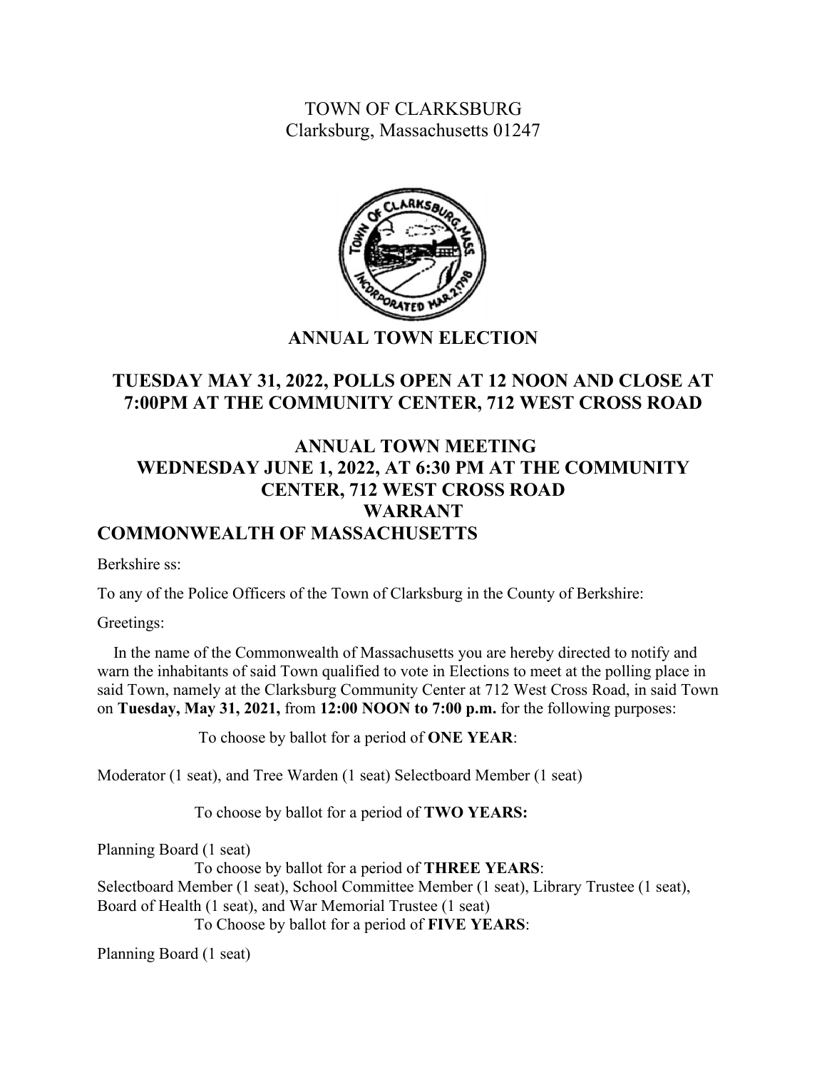TOWN OF CLARKSBURG
Clarksburg, Massachusetts 01247

## ANNUAL TOWN ELECTION

## TUESDAY MAY 31, 2022, POLLS OPEN AT 12 NOON AND CLOSE AT 7:00PM AT THE COMMUNITY CENTER, 712 WEST CROSS ROAD

## ANNUAL TOWN MEETING
## WEDNESDAY JUNE 1, 2022, AT 6:30 PM AT THE COMMUNITY CENTER, 712 WEST CROSS ROAD
## WARRANT

## COMMONWEALTH OF MASSACHUSETTS

Berkshire ss:

To any of the Police Officers of the Town of Clarksburg in the County of Berkshire:

Greetings:

In the name of the Commonwealth of Massachusetts you are hereby directed to notify and warn the inhabitants of said Town qualified to vote in Elections to meet at the polling place in said Town, namely at the Clarksburg Community Center at 712 West Cross Road, in said Town on **Tuesday, May 31, 2021,** from **12:00 NOON to 7:00 p.m.** for the following purposes:

To choose by ballot for a period of **ONE YEAR**:

Moderator (1 seat), and Tree Warden (1 seat) Selectboard Member (1 seat)

To choose by ballot for a period of **TWO YEARS:**

Planning Board (1 seat)

To choose by ballot for a period of **THREE YEARS**:

Selectboard Member (1 seat), School Committee Member (1 seat), Library Trustee (1 seat), Board of Health (1 seat), and War Memorial Trustee (1 seat)

To Choose by ballot for a period of **FIVE YEARS**:

Planning Board (1 seat)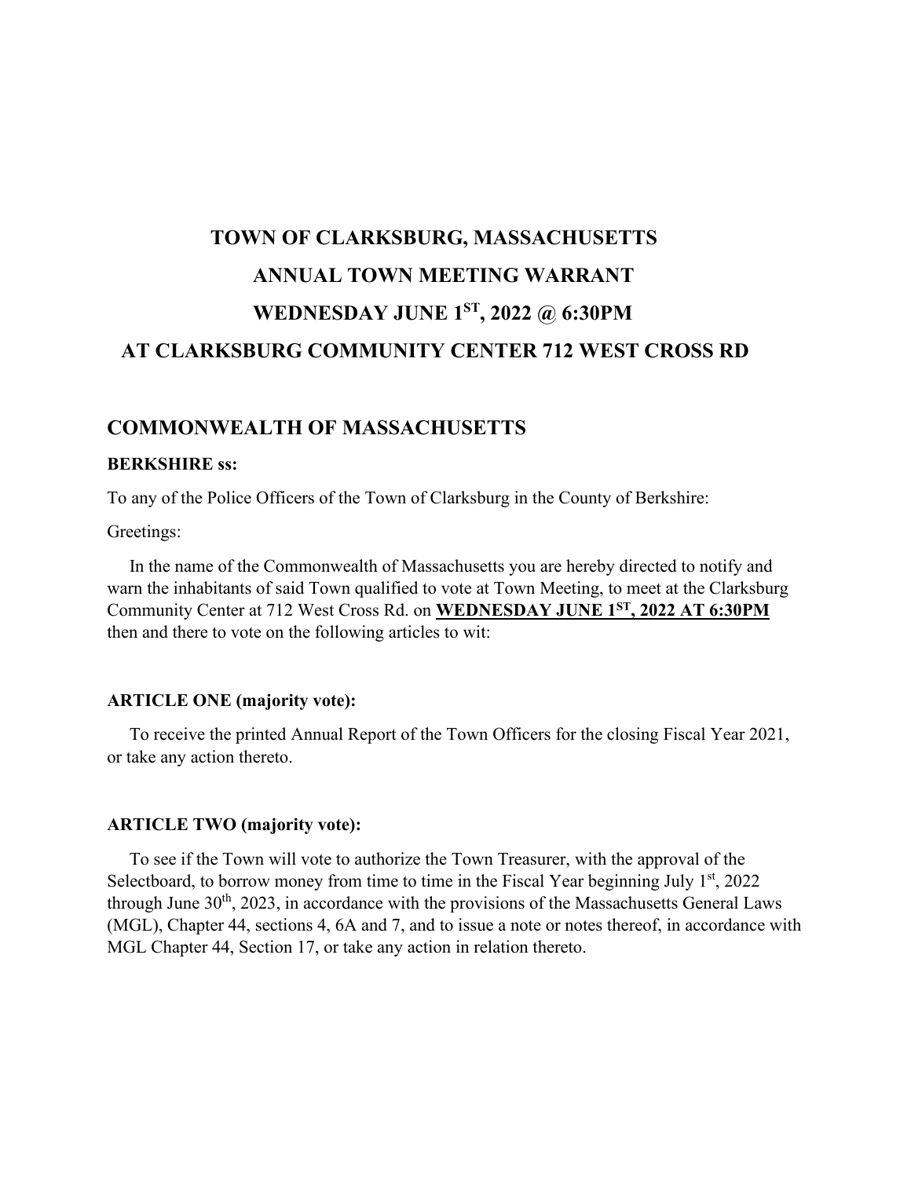# TOWN OF CLARKSBURG, MASSACHUSETTS
# ANNUAL TOWN MEETING WARRANT
# WEDNESDAY JUNE 1ST, 2022 @ 6:30PM
# AT CLARKSBURG COMMUNITY CENTER 712 WEST CROSS RD

## COMMONWEALTH OF MASSACHUSETTS

**BERKSHIRE ss:**

To any of the Police Officers of the Town of Clarksburg in the County of Berkshire:

Greetings:

In the name of the Commonwealth of Massachusetts you are hereby directed to notify and warn the inhabitants of said Town qualified to vote at Town Meeting, to meet at the Clarksburg Community Center at 712 West Cross Rd. on **WEDNESDAY JUNE 1ST, 2022 AT 6:30PM** then and there to vote on the following articles to wit:

**ARTICLE ONE (majority vote):**

To receive the printed Annual Report of the Town Officers for the closing Fiscal Year 2021, or take any action thereto.

**ARTICLE TWO (majority vote):**

To see if the Town will vote to authorize the Town Treasurer, with the approval of the Selectboard, to borrow money from time to time in the Fiscal Year beginning July 1st, 2022 through June 30th, 2023, in accordance with the provisions of the Massachusetts General Laws (MGL), Chapter 44, sections 4, 6A and 7, and to issue a note or notes thereof, in accordance with MGL Chapter 44, Section 17, or take any action in relation thereto.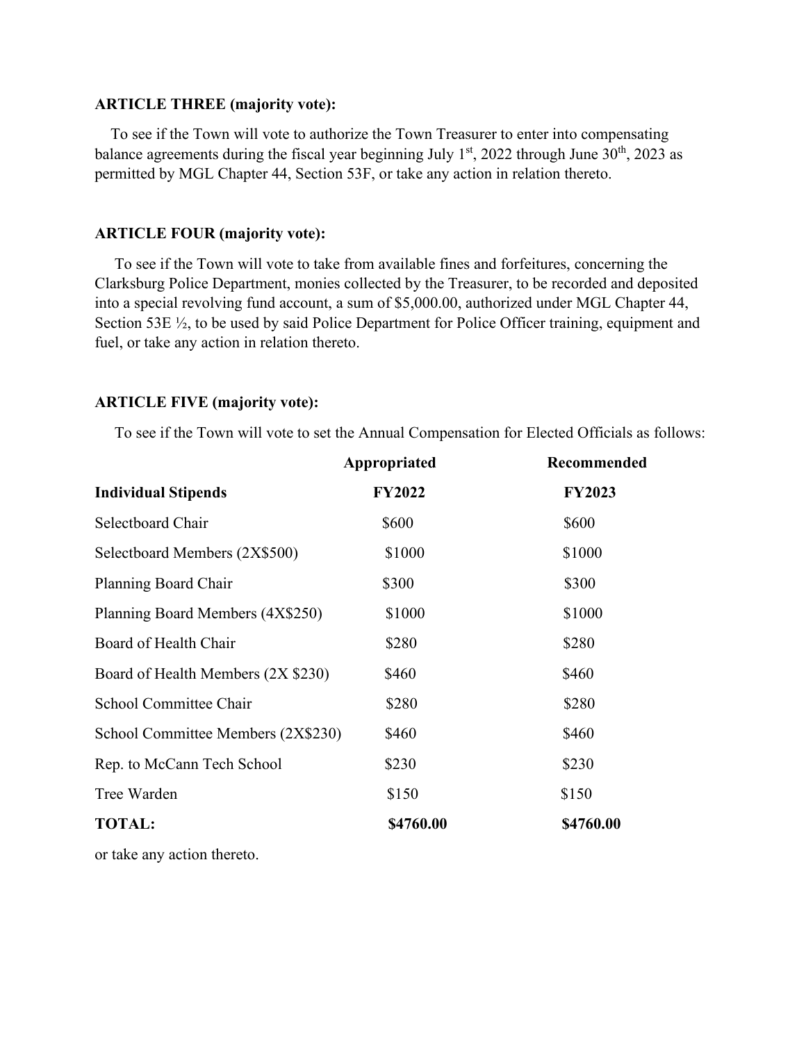**ARTICLE THREE (majority vote):**

To see if the Town will vote to authorize the Town Treasurer to enter into compensating balance agreements during the fiscal year beginning July 1st, 2022 through June 30th, 2023 as permitted by MGL Chapter 44, Section 53F, or take any action in relation thereto.

**ARTICLE FOUR (majority vote):**

To see if the Town will vote to take from available fines and forfeitures, concerning the Clarksburg Police Department, monies collected by the Treasurer, to be recorded and deposited into a special revolving fund account, a sum of $5,000.00, authorized under MGL Chapter 44, Section 53E ½, to be used by said Police Department for Police Officer training, equipment and fuel, or take any action in relation thereto.

**ARTICLE FIVE (majority vote):**

To see if the Town will vote to set the Annual Compensation for Elected Officials as follows:

| | **Appropriated** | **Recommended** |
|---|---|---|
| **Individual Stipends** | **FY2022** | **FY2023** |
| Selectboard Chair | $600 | $600 |
| Selectboard Members (2X$500) | $1000 | $1000 |
| Planning Board Chair | $300 | $300 |
| Planning Board Members (4X$250) | $1000 | $1000 |
| Board of Health Chair | $280 | $280 |
| Board of Health Members (2X $230) | $460 | $460 |
| School Committee Chair | $280 | $280 |
| School Committee Members (2X$230) | $460 | $460 |
| Rep. to McCann Tech School | $230 | $230 |
| Tree Warden | $150 | $150 |
| **TOTAL:** | **$4760.00** | **$4760.00** |

or take any action thereto.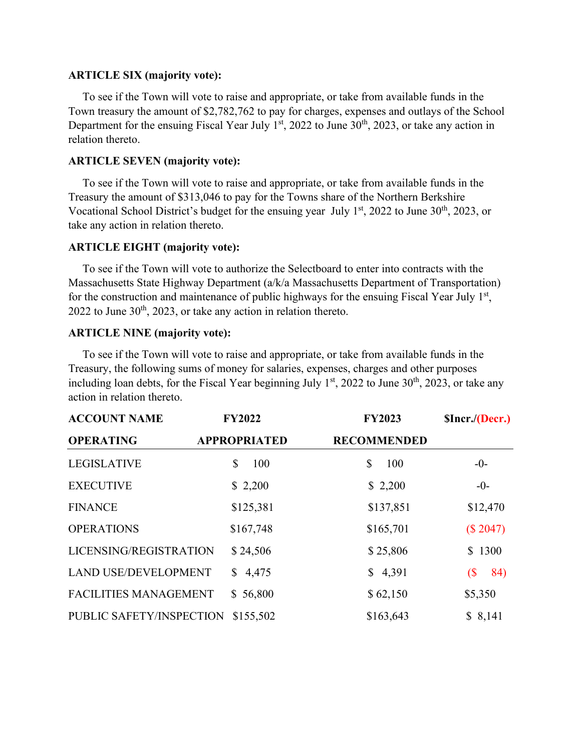**ARTICLE SIX (majority vote):**

To see if the Town will vote to raise and appropriate, or take from available funds in the Town treasury the amount of $2,782,762 to pay for charges, expenses and outlays of the School Department for the ensuing Fiscal Year July 1st, 2022 to June 30th, 2023, or take any action in relation thereto.

**ARTICLE SEVEN (majority vote):**

To see if the Town will vote to raise and appropriate, or take from available funds in the Treasury the amount of $313,046 to pay for the Towns share of the Northern Berkshire Vocational School District's budget for the ensuing year July 1st, 2022 to June 30th, 2023, or take any action in relation thereto.

**ARTICLE EIGHT (majority vote):**

To see if the Town will vote to authorize the Selectboard to enter into contracts with the Massachusetts State Highway Department (a/k/a Massachusetts Department of Transportation) for the construction and maintenance of public highways for the ensuing Fiscal Year July 1st, 2022 to June 30th, 2023, or take any action in relation thereto.

**ARTICLE NINE (majority vote):**

To see if the Town will vote to raise and appropriate, or take from available funds in the Treasury, the following sums of money for salaries, expenses, charges and other purposes including loan debts, for the Fiscal Year beginning July 1st, 2022 to June 30th, 2023, or take any action in relation thereto.

| ACCOUNT NAME | FY2022 | FY2023 | $Incr./(Decr.) |
|---|---|---|---|
| **OPERATING** | **APPROPRIATED** | **RECOMMENDED** | |
| LEGISLATIVE | $ 100 | $ 100 | -0- |
| EXECUTIVE | $ 2,200 | $ 2,200 | -0- |
| FINANCE | $125,381 | $137,851 | $12,470 |
| OPERATIONS | $167,748 | $165,701 | ($ 2047) |
| LICENSING/REGISTRATION | $ 24,506 | $ 25,806 | $ 1300 |
| LAND USE/DEVELOPMENT | $ 4,475 | $ 4,391 | ($ 84) |
| FACILITIES MANAGEMENT | $ 56,800 | $ 62,150 | $5,350 |
| PUBLIC SAFETY/INSPECTION | $155,502 | $163,643 | $ 8,141 |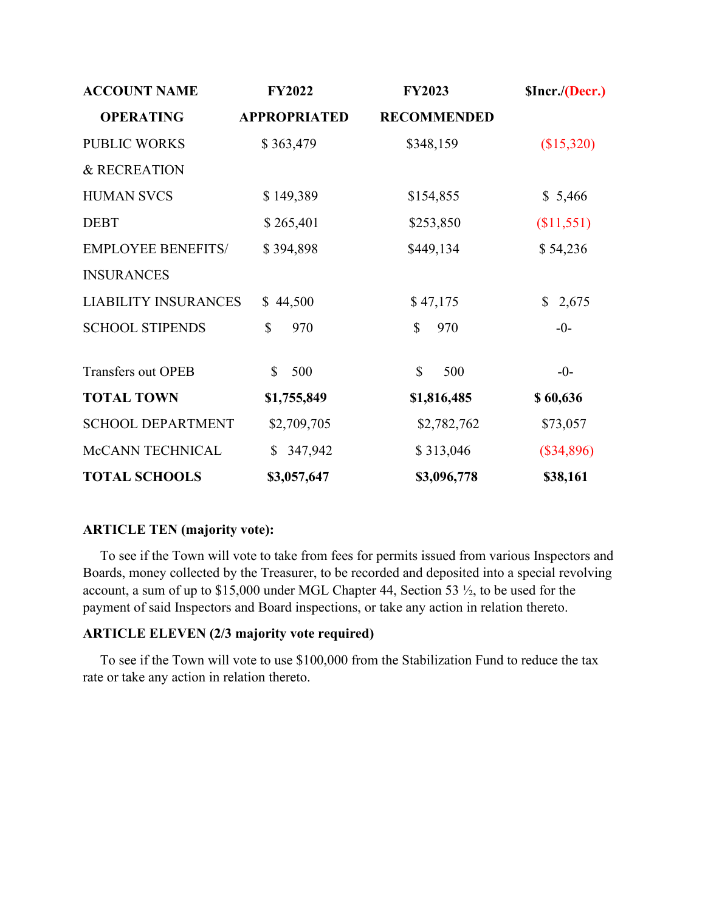| ACCOUNT NAME OPERATING | FY2022 APPROPRIATED | FY2023 RECOMMENDED | $Incr./(Decr.) |
|---|---|---|---|
| PUBLIC WORKS & RECREATION | $ 363,479 | $348,159 | ($15,320) |
| HUMAN SVCS | $ 149,389 | $154,855 | $ 5,466 |
| DEBT | $ 265,401 | $253,850 | ($11,551) |
| EMPLOYEE BENEFITS/ INSURANCES | $ 394,898 | $449,134 | $ 54,236 |
| LIABILITY INSURANCES | $ 44,500 | $ 47,175 | $ 2,675 |
| SCHOOL STIPENDS | $ 970 | $ 970 | -0- |
| Transfers out OPEB | $ 500 | $ 500 | -0- |
| **TOTAL TOWN** | **$1,755,849** | **$1,816,485** | **$ 60,636** |
| SCHOOL DEPARTMENT | $2,709,705 | $2,782,762 | $73,057 |
| McCANN TECHNICAL | $ 347,942 | $ 313,046 | ($34,896) |
| **TOTAL SCHOOLS** | **$3,057,647** | **$3,096,778** | **$38,161** |

**ARTICLE TEN (majority vote):**

To see if the Town will vote to take from fees for permits issued from various Inspectors and Boards, money collected by the Treasurer, to be recorded and deposited into a special revolving account, a sum of up to $15,000 under MGL Chapter 44, Section 53 ½, to be used for the payment of said Inspectors and Board inspections, or take any action in relation thereto.

**ARTICLE ELEVEN (2/3 majority vote required)**

To see if the Town will vote to use $100,000 from the Stabilization Fund to reduce the tax rate or take any action in relation thereto.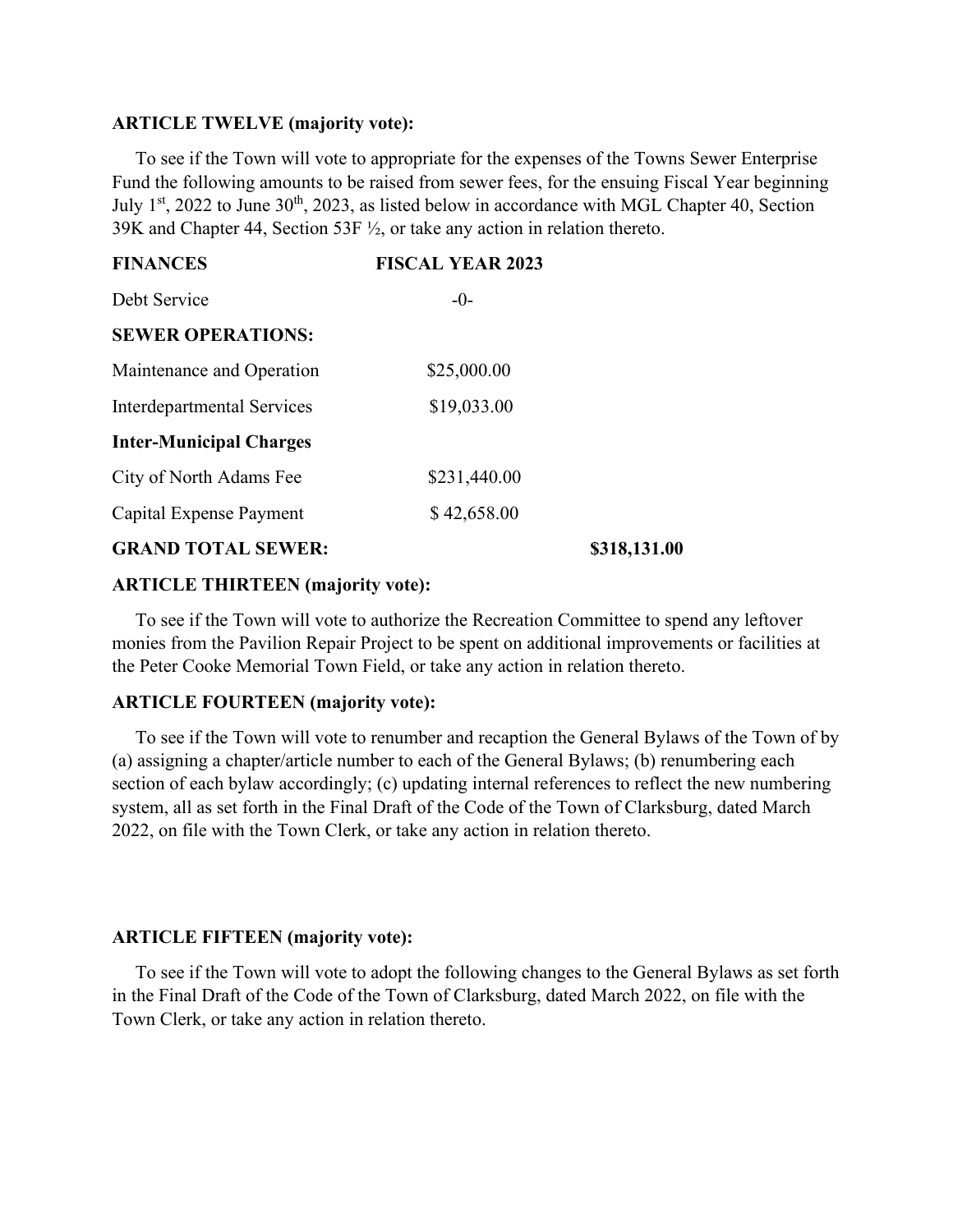**ARTICLE TWELVE (majority vote):**

To see if the Town will vote to appropriate for the expenses of the Towns Sewer Enterprise Fund the following amounts to be raised from sewer fees, for the ensuing Fiscal Year beginning July 1st, 2022 to June 30th, 2023, as listed below in accordance with MGL Chapter 40, Section 39K and Chapter 44, Section 53F ½, or take any action in relation thereto.

| **FINANCES** | **FISCAL YEAR 2023** | |
|---|---|---|
| Debt Service | -0- | |
| **SEWER OPERATIONS:** | | |
| Maintenance and Operation | $25,000.00 | |
| Interdepartmental Services | $19,033.00 | |
| **Inter-Municipal Charges** | | |
| City of North Adams Fee | $231,440.00 | |
| Capital Expense Payment | $ 42,658.00 | |
| **GRAND TOTAL SEWER:** | | **$318,131.00** |

**ARTICLE THIRTEEN (majority vote):**

To see if the Town will vote to authorize the Recreation Committee to spend any leftover monies from the Pavilion Repair Project to be spent on additional improvements or facilities at the Peter Cooke Memorial Town Field, or take any action in relation thereto.

**ARTICLE FOURTEEN (majority vote):**

To see if the Town will vote to renumber and recaption the General Bylaws of the Town of by (a) assigning a chapter/article number to each of the General Bylaws; (b) renumbering each section of each bylaw accordingly; (c) updating internal references to reflect the new numbering system, all as set forth in the Final Draft of the Code of the Town of Clarksburg, dated March 2022, on file with the Town Clerk, or take any action in relation thereto.

**ARTICLE FIFTEEN (majority vote):**

To see if the Town will vote to adopt the following changes to the General Bylaws as set forth in the Final Draft of the Code of the Town of Clarksburg, dated March 2022, on file with the Town Clerk, or take any action in relation thereto.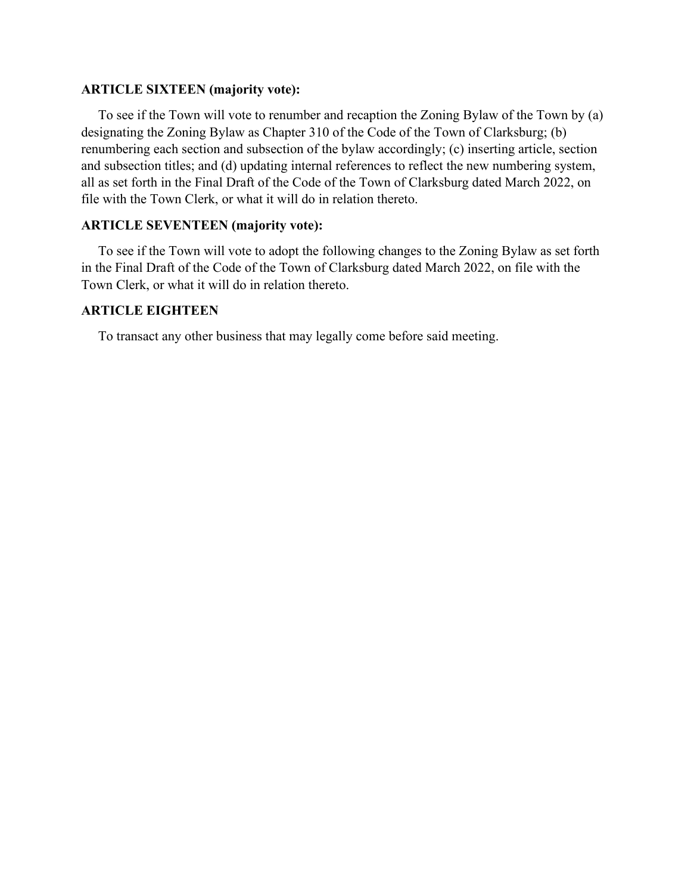**ARTICLE SIXTEEN (majority vote):**

To see if the Town will vote to renumber and recaption the Zoning Bylaw of the Town by (a) designating the Zoning Bylaw as Chapter 310 of the Code of the Town of Clarksburg; (b) renumbering each section and subsection of the bylaw accordingly; (c) inserting article, section and subsection titles; and (d) updating internal references to reflect the new numbering system, all as set forth in the Final Draft of the Code of the Town of Clarksburg dated March 2022, on file with the Town Clerk, or what it will do in relation thereto.

**ARTICLE SEVENTEEN (majority vote):**

To see if the Town will vote to adopt the following changes to the Zoning Bylaw as set forth in the Final Draft of the Code of the Town of Clarksburg dated March 2022, on file with the Town Clerk, or what it will do in relation thereto.

**ARTICLE EIGHTEEN**

To transact any other business that may legally come before said meeting.